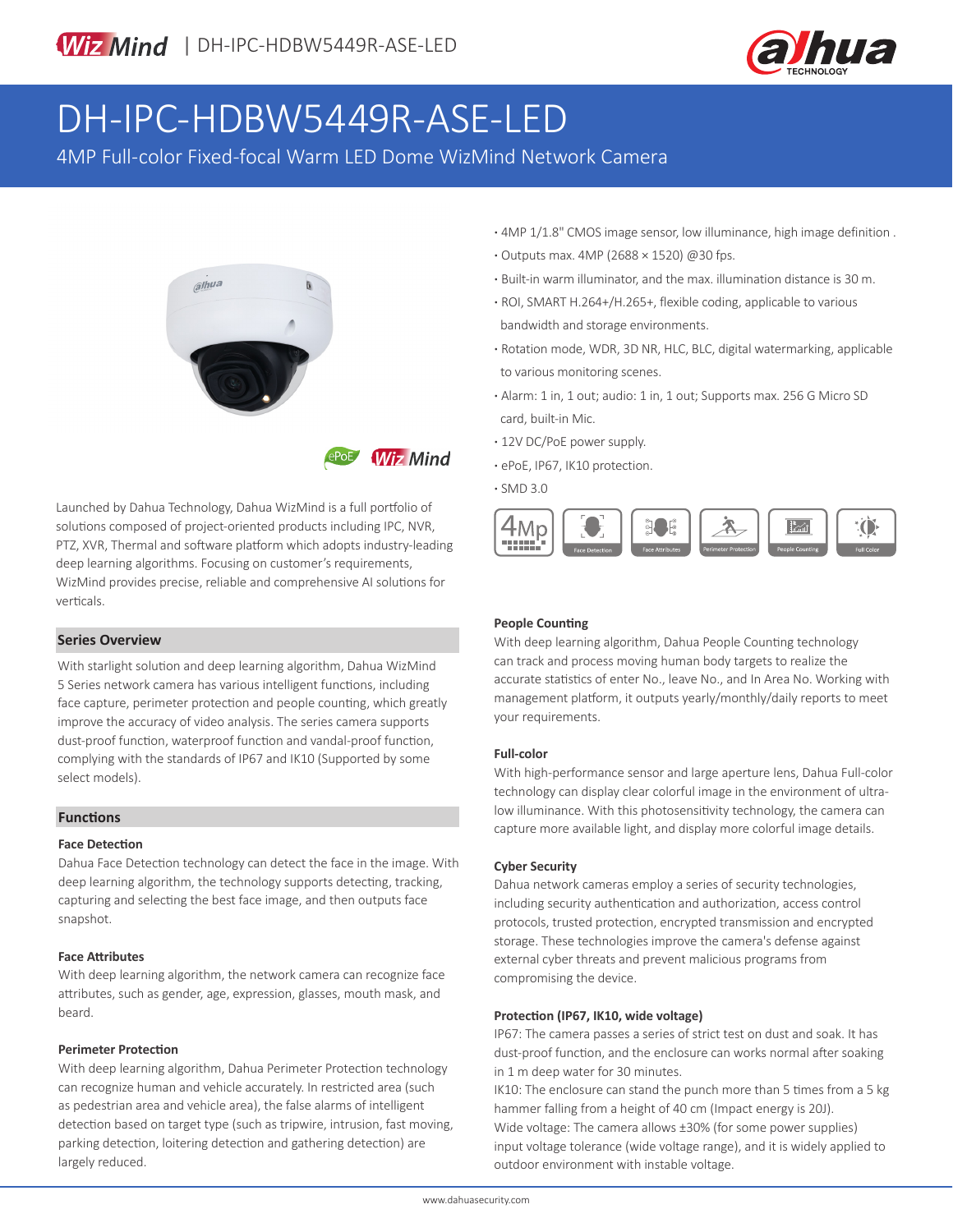# DH-IPC-HDBW5449R-ASE-LED

4MP Full-color Fixed-focal Warm LED Dome WizMind Network Camera

- 4MP 1/1.8" CMOS image sensor, low illuminance, high image definition .
- Outputs max. 4MP (2688 × 1520) @30 fps.
- Built-in warm illuminator, and the max. illumination distance is 30 m.
- ROI, SMART H.264+/H.265+, flexible coding, applicable to various bandwidth and storage environments.
- Rotation mode, WDR, 3D NR, HLC, BLC, digital watermarking, applicable to various monitoring scenes.
- Alarm: 1 in, 1 out; audio: 1 in, 1 out; Supports max. 256 G Micro SD card, built-in Mic.
- 12V DC/PoE power supply.
- ePoE, IP67, IK10 protection.
- SMD 3.0

Launched by Dahua Technology, Dahua WizMind is a full portfolio of solutions composed of project-oriented products including IPC, NVR, PTZ, XVR, Thermal and software platform which adopts industry-leading deep learning algorithms. Focusing on customer's requirements, WizMind provides precise, reliable and comprehensive AI solutions for verticals.

## Series Overview

With starlight solution and deep learning algorithm, Dahua WizMind 5 Series network camera has various intelligent functions, including face capture, perimeter protection and people counting, which greatly improve the accuracy of video analysis. The series camera supports dust-proof function, waterproof function and vandal-proof function, complying with the standards of IP67 and IK10 (Supported by some select models).

## Functions

### Face Detection

Dahua Face Detection technology can detect the face in the image. With deep learning algorithm, the technology supports detecting, tracking, capturing and selecting the best face image, and then outputs face snapshot.

### Face Attributes

With deep learning algorithm, the network camera can recognize face attributes, such as gender, age, expression, glasses, mouth mask, and beard.

### Perimeter Protection

With deep learning algorithm, Dahua Perimeter Protection technology can recognize human and vehicle accurately. In restricted area (such as pedestrian area and vehicle area), the false alarms of intelligent detection based on target type (such as tripwire, intrusion, fast moving, parking detection, loitering detection and gathering detection) are largely reduced.

### People Counting

With deep learning algorithm, Dahua People Counting technology can track and process moving human body targets to realize the accurate statistics of enter No., leave No., and In Area No. Working with management platform, it outputs yearly/monthly/daily reports to meet your requirements.

### Full-color

With high-performance sensor and large aperture lens, Dahua Full-color technology can display clear colorful image in the environment of ultra-low illuminance. With this photosensitivity technology, the camera can capture more available light, and display more colorful image details.

### Cyber Security

Dahua network cameras employ a series of security technologies, including security authentication and authorization, access control protocols, trusted protection, encrypted transmission and encrypted storage. These technologies improve the camera's defense against external cyber threats and prevent malicious programs from compromising the device.

### Protection (IP67, IK10, wide voltage)

IP67: The camera passes a series of strict test on dust and soak. It has dust-proof function, and the enclosure can works normal after soaking in 1 m deep water for 30 minutes.

IK10: The enclosure can stand the punch more than 5 times from a 5 kg hammer falling from a height of 40 cm (Impact energy is 20J).

Wide voltage: The camera allows ±30% (for some power supplies) input voltage tolerance (wide voltage range), and it is widely applied to outdoor environment with instable voltage.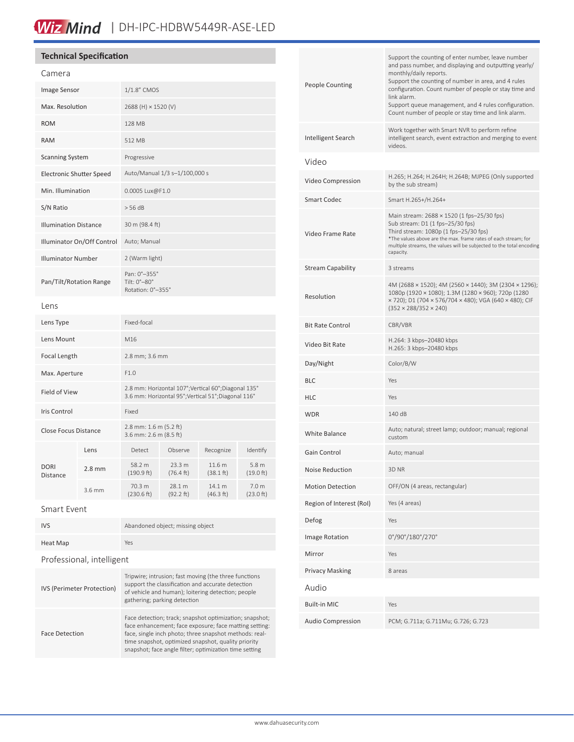## Technical Specification

### Camera

| | |
|---|---|
| Image Sensor | 1/1.8" CMOS |
| Max. Resolution | 2688 (H) × 1520 (V) |
| ROM | 128 MB |
| RAM | 512 MB |
| Scanning System | Progressive |
| Electronic Shutter Speed | Auto/Manual 1/3 s–1/100,000 s |
| Min. Illumination | 0.0005 Lux@F1.0 |
| S/N Ratio | > 56 dB |
| Illumination Distance | 30 m (98.4 ft) |
| Illuminator On/Off Control | Auto; Manual |
| Illuminator Number | 2 (Warm light) |
| Pan/Tilt/Rotation Range | Pan: 0°–355°<br>Tilt: 0°–80°<br>Rotation: 0°–355° |

### Lens

| | |
|---|---|
| Lens Type | Fixed-focal |
| Lens Mount | M16 |
| Focal Length | 2.8 mm; 3.6 mm |
| Max. Aperture | F1.0 |
| Field of View | 2.8 mm: Horizontal 107°;Vertical 60°;Diagonal 135°<br>3.6 mm: Horizontal 95°;Vertical 51°;Diagonal 116° |
| Iris Control | Fixed |
| Close Focus Distance | 2.8 mm: 1.6 m (5.2 ft)<br>3.6 mm: 2.6 m (8.5 ft) |

| DORI Distance | Lens | Detect | Observe | Recognize | Identify |
|---|---|---|---|---|---|
| | 2.8 mm | 58.2 m (190.9 ft) | 23.3 m (76.4 ft) | 11.6 m (38.1 ft) | 5.8 m (19.0 ft) |
| | 3.6 mm | 70.3 m (230.6 ft) | 28.1 m (92.2 ft) | 14.1 m (46.3 ft) | 7.0 m (23.0 ft) |

### Smart Event

| | |
|---|---|
| IVS | Abandoned object; missing object |
| Heat Map | Yes |

### Professional, intelligent

| | |
|---|---|
| IVS (Perimeter Protection) | Tripwire; intrusion; fast moving (the three functions support the classification and accurate detection of vehicle and human); loitering detection; people gathering; parking detection |
| Face Detection | Face detection; track; snapshot optimization; snapshot; face enhancement; face exposure; face matting setting: face, single inch photo; three snapshot methods: real-time snapshot, optimized snapshot, quality priority snapshot; face angle filter; optimization time setting |
| People Counting | Support the counting of enter number, leave number and pass number, and displaying and outputting yearly/ monthly/daily reports.<br>Support the counting of number in area, and 4 rules configuration. Count number of people or stay time and link alarm.<br>Support queue management, and 4 rules configuration. Count number of people or stay time and link alarm. |
| Intelligent Search | Work together with Smart NVR to perform refine intelligent search, event extraction and merging to event videos. |

### Video

| | |
|---|---|
| Video Compression | H.265; H.264; H.264H; H.264B; MJPEG (Only supported by the sub stream) |
| Smart Codec | Smart H.265+/H.264+ |
| Video Frame Rate | Main stream: 2688 × 1520 (1 fps–25/30 fps)<br>Sub stream: D1 (1 fps–25/30 fps)<br>Third stream: 1080p (1 fps–25/30 fps)<br>*The values above are the max. frame rates of each stream; for multiple streams, the values will be subjected to the total encoding capacity. |
| Stream Capability | 3 streams |
| Resolution | 4M (2688 × 1520); 4M (2560 × 1440); 3M (2304 × 1296); 1080p (1920 × 1080); 1.3M (1280 × 960); 720p (1280 × 720); D1 (704 × 576/704 × 480); VGA (640 × 480); CIF (352 × 288/352 × 240) |
| Bit Rate Control | CBR/VBR |
| Video Bit Rate | H.264: 3 kbps–20480 kbps<br>H.265: 3 kbps–20480 kbps |
| Day/Night | Color/B/W |
| BLC | Yes |
| HLC | Yes |
| WDR | 140 dB |
| White Balance | Auto; natural; street lamp; outdoor; manual; regional custom |
| Gain Control | Auto; manual |
| Noise Reduction | 3D NR |
| Motion Detection | OFF/ON (4 areas, rectangular) |
| Region of Interest (RoI) | Yes (4 areas) |
| Defog | Yes |
| Image Rotation | 0°/90°/180°/270° |
| Mirror | Yes |
| Privacy Masking | 8 areas |

### Audio

| | |
|---|---|
| Built-in MIC | Yes |
| Audio Compression | PCM; G.711a; G.711Mu; G.726; G.723 |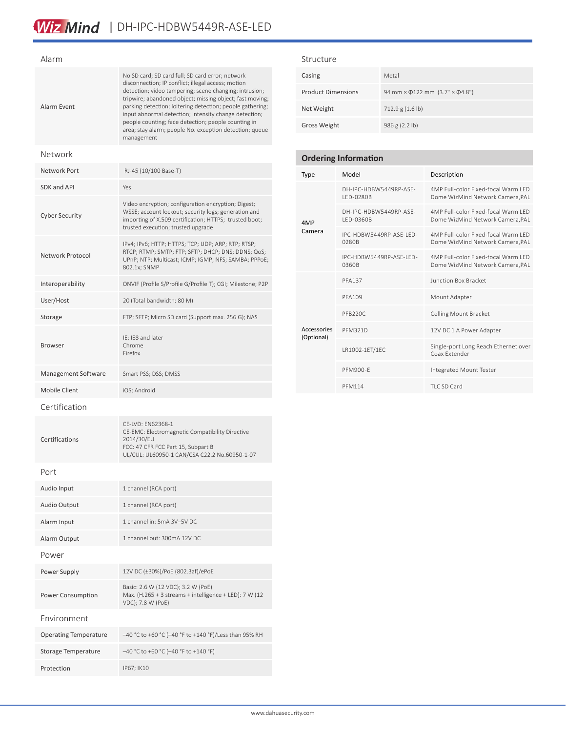## Alarm

| | |
|---|---|
| Alarm Event | No SD card; SD card full; SD card error; network disconnection; IP conflict; illegal access; motion detection; video tampering; scene changing; intrusion; tripwire; abandoned object; missing object; fast moving; parking detection; loitering detection; people gathering; input abnormal detection; intensity change detection; people counting; face detection; people counting in area; stay alarm; people No. exception detection; queue management |

## Network

| | |
|---|---|
| Network Port | RJ-45 (10/100 Base-T) |
| SDK and API | Yes |
| Cyber Security | Video encryption; configuration encryption; Digest; WSSE; account lockout; security logs; generation and importing of X.509 certification; HTTPS; trusted boot; trusted execution; trusted upgrade |
| Network Protocol | IPv4; IPv6; HTTP; HTTPS; TCP; UDP; ARP; RTP; RTSP; RTCP; RTMP; SMTP; FTP; SFTP; DHCP; DNS; DDNS; QoS; UPnP; NTP; Multicast; ICMP; IGMP; NFS; SAMBA; PPPoE; 802.1x; SNMP |
| Interoperability | ONVIF (Profile S/Profile G/Profile T); CGI; Milestone; P2P |
| User/Host | 20 (Total bandwidth: 80 M) |
| Storage | FTP; SFTP; Micro SD card (Support max. 256 G); NAS |
| Browser | IE: IE8 and later<br>Chrome<br>Firefox |
| Management Software | Smart PSS; DSS; DMSS |
| Mobile Client | iOS; Android |

## Certification

| | |
|---|---|
| Certifications | CE-LVD: EN62368-1<br>CE-EMC: Electromagnetic Compatibility Directive 2014/30/EU<br>FCC: 47 CFR FCC Part 15, Subpart B<br>UL/CUL: UL60950-1 CAN/CSA C22.2 No.60950-1-07 |

## Port

| | |
|---|---|
| Audio Input | 1 channel (RCA port) |
| Audio Output | 1 channel (RCA port) |
| Alarm Input | 1 channel in: 5mA 3V–5V DC |
| Alarm Output | 1 channel out: 300mA 12V DC |

## Power

| | |
|---|---|
| Power Supply | 12V DC (±30%)/PoE (802.3af)/ePoE |
| Power Consumption | Basic: 2.6 W (12 VDC); 3.2 W (PoE)<br>Max. (H.265 + 3 streams + intelligence + LED): 7 W (12 VDC); 7.8 W (PoE) |

## Environment

| | |
|---|---|
| Operating Temperature | –40 °C to +60 °C (–40 °F to +140 °F)/Less than 95% RH |
| Storage Temperature | –40 °C to +60 °C (–40 °F to +140 °F) |
| Protection | IP67; IK10 |

## Structure

| | |
|---|---|
| Casing | Metal |
| Product Dimensions | 94 mm × Φ122 mm (3.7" × Φ4.8") |
| Net Weight | 712.9 g (1.6 lb) |
| Gross Weight | 986 g (2.2 lb) |

## Ordering Information

| Type | Model | Description |
|---|---|---|
| 4MP Camera | DH-IPC-HDBW5449RP-ASE-LED-0280B | 4MP Full-color Fixed-focal Warm LED Dome WizMind Network Camera,PAL |
| | DH-IPC-HDBW5449RP-ASE-LED-0360B | 4MP Full-color Fixed-focal Warm LED Dome WizMind Network Camera,PAL |
| | IPC-HDBW5449RP-ASE-LED-0280B | 4MP Full-color Fixed-focal Warm LED Dome WizMind Network Camera,PAL |
| | IPC-HDBW5449RP-ASE-LED-0360B | 4MP Full-color Fixed-focal Warm LED Dome WizMind Network Camera,PAL |
| Accessories (Optional) | PFA137 | Junction Box Bracket |
| | PFA109 | Mount Adapter |
| | PFB220C | Celling Mount Bracket |
| | PFM321D | 12V DC 1 A Power Adapter |
| | LR1002-1ET/1EC | Single-port Long Reach Ethernet over Coax Extender |
| | PFM900-E | Integrated Mount Tester |
| | PFM114 | TLC SD Card |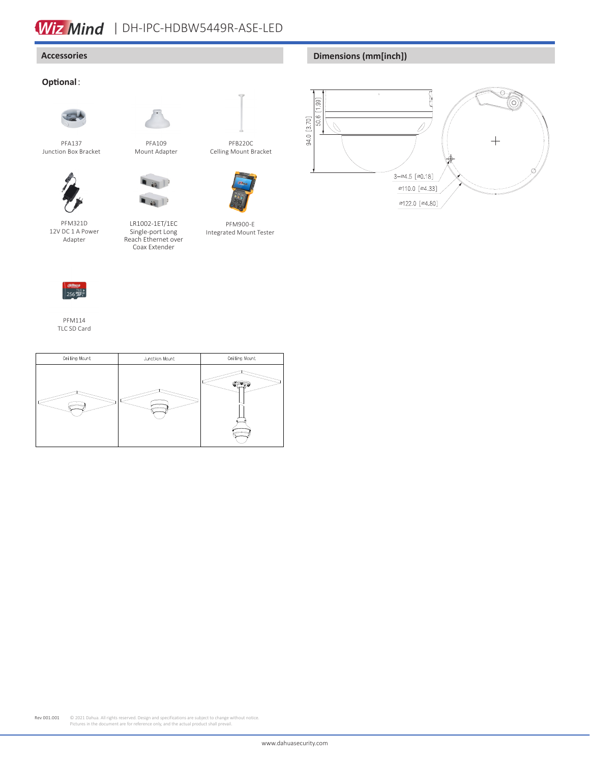## Accessories

**Optional**:

PFA137
Junction Box Bracket

PFA109
Mount Adapter

PFB220C
Celling Mount Bracket

PFM321D
12V DC 1 A Power Adapter

LR1002-1ET/1EC
Single-port Long Reach Ethernet over Coax Extender

PFM900-E
Integrated Mount Tester

PFM114
TLC SD Card

| Ceiling Mount | Junction Mount | Ceiling Mount |
|---|---|---|
| | | |

## Dimensions (mm[inch])

94.0 [3.70]
50.6 [1.99]
3–ø4.5 [ø0.18]
ø110.0 [ø4.33]
ø122.0 [ø4.80]

Rev 001.001 © 2021 Dahua. All rights reserved. Design and specifications are subject to change without notice.
Pictures in the document are for reference only, and the actual product shall prevail.

www.dahuasecurity.com